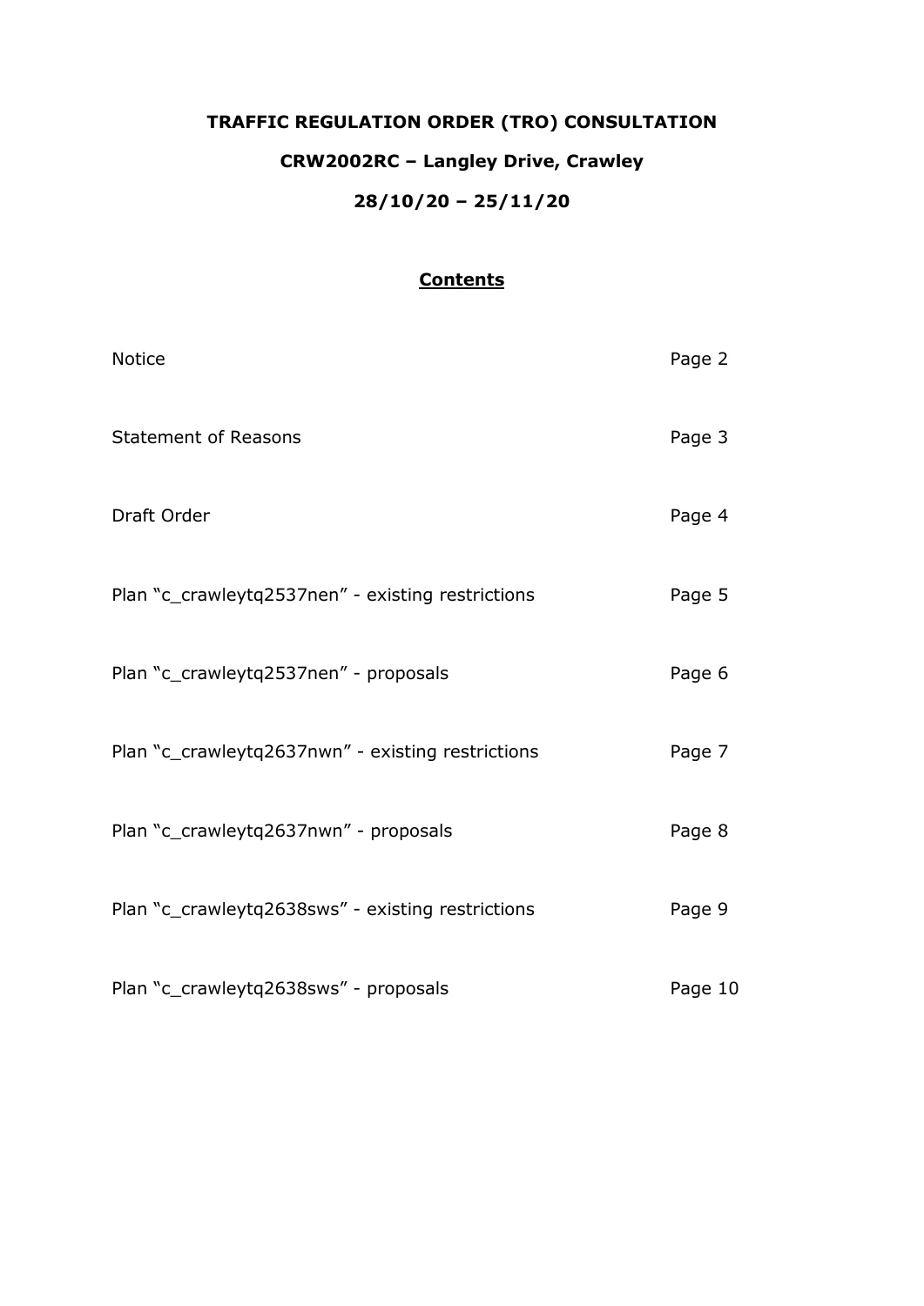# TRAFFIC REGULATION ORDER (TRO) CONSULTATION

## CRW2002RC – Langley Drive, Crawley

## 28/10/20 – 25/11/20

### Contents

| | |
|---|---|
| Notice | Page 2 |
| Statement of Reasons | Page 3 |
| Draft Order | Page 4 |
| Plan "c_crawleytq2537nen" - existing restrictions | Page 5 |
| Plan "c_crawleytq2537nen" - proposals | Page 6 |
| Plan "c_crawleytq2637nwn" - existing restrictions | Page 7 |
| Plan "c_crawleytq2637nwn" - proposals | Page 8 |
| Plan "c_crawleytq2638sws" - existing restrictions | Page 9 |
| Plan "c_crawleytq2638sws" - proposals | Page 10 |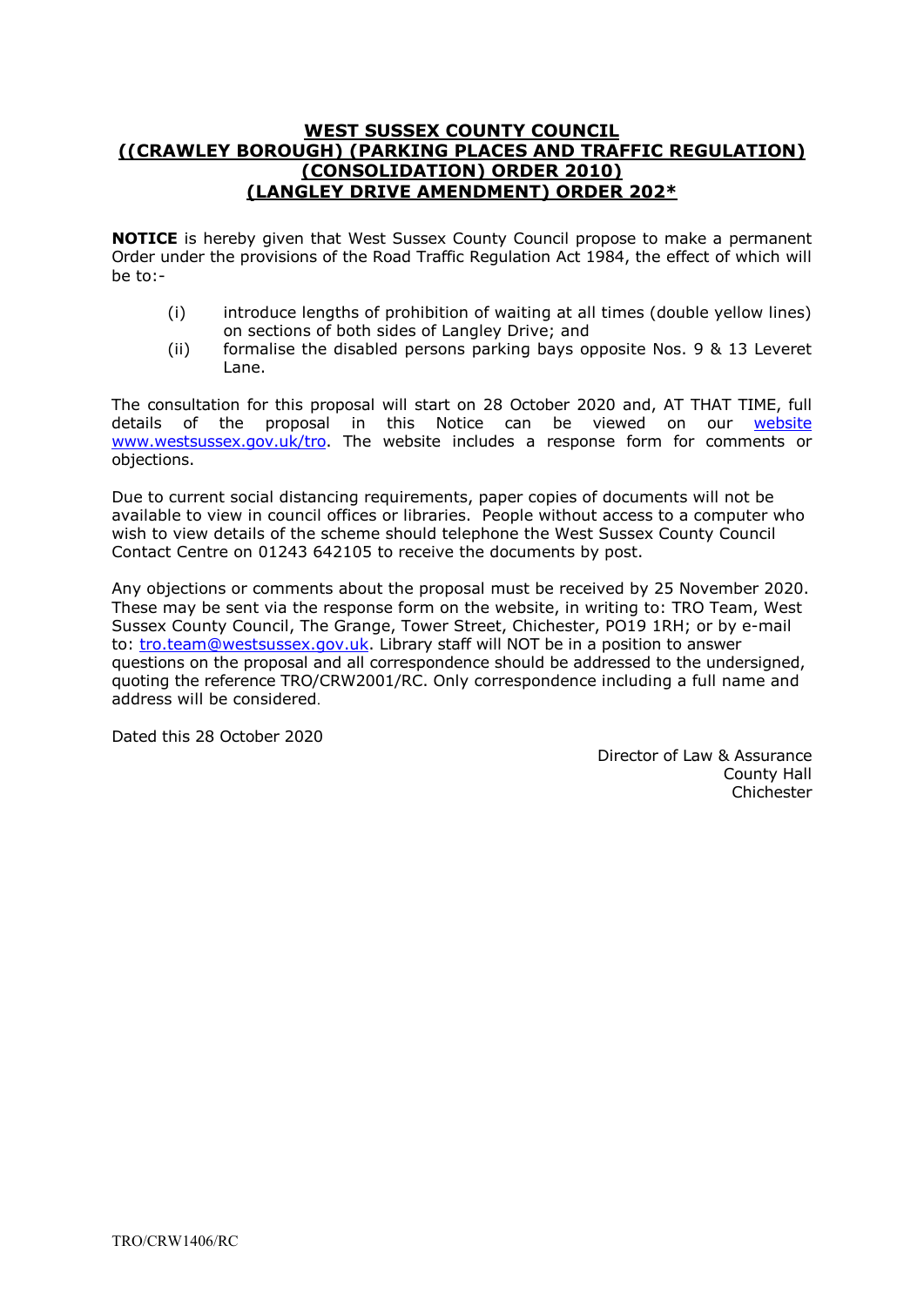# WEST SUSSEX COUNTY COUNCIL
# ((CRAWLEY BOROUGH) (PARKING PLACES AND TRAFFIC REGULATION) (CONSOLIDATION) ORDER 2010) (LANGLEY DRIVE AMENDMENT) ORDER 202*

**NOTICE** is hereby given that West Sussex County Council propose to make a permanent Order under the provisions of the Road Traffic Regulation Act 1984, the effect of which will be to:-

(i) introduce lengths of prohibition of waiting at all times (double yellow lines) on sections of both sides of Langley Drive; and

(ii) formalise the disabled persons parking bays opposite Nos. 9 & 13 Leveret Lane.

The consultation for this proposal will start on 28 October 2020 and, AT THAT TIME, full details of the proposal in this Notice can be viewed on our website www.westsussex.gov.uk/tro. The website includes a response form for comments or objections.

Due to current social distancing requirements, paper copies of documents will not be available to view in council offices or libraries. People without access to a computer who wish to view details of the scheme should telephone the West Sussex County Council Contact Centre on 01243 642105 to receive the documents by post.

Any objections or comments about the proposal must be received by 25 November 2020. These may be sent via the response form on the website, in writing to: TRO Team, West Sussex County Council, The Grange, Tower Street, Chichester, PO19 1RH; or by e-mail to: tro.team@westsussex.gov.uk. Library staff will NOT be in a position to answer questions on the proposal and all correspondence should be addressed to the undersigned, quoting the reference TRO/CRW2001/RC. Only correspondence including a full name and address will be considered.

Dated this 28 October 2020

Director of Law & Assurance
County Hall
Chichester

TRO/CRW1406/RC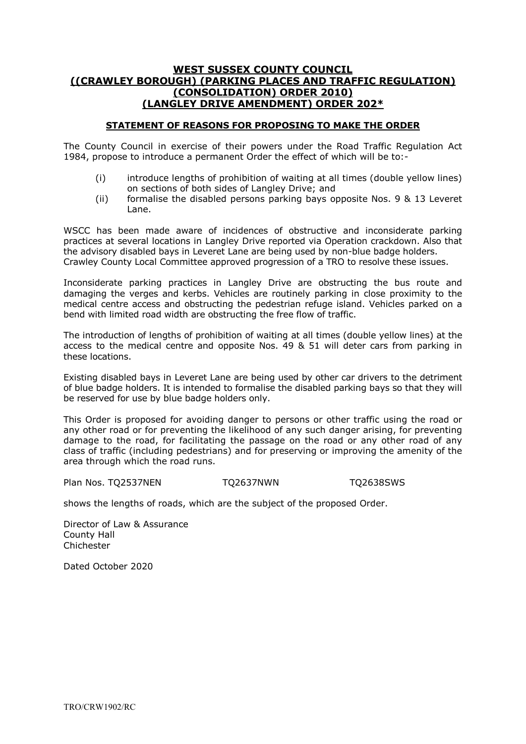# WEST SUSSEX COUNTY COUNCIL
# ((CRAWLEY BOROUGH) (PARKING PLACES AND TRAFFIC REGULATION) (CONSOLIDATION) ORDER 2010) (LANGLEY DRIVE AMENDMENT) ORDER 202*

## STATEMENT OF REASONS FOR PROPOSING TO MAKE THE ORDER

The County Council in exercise of their powers under the Road Traffic Regulation Act 1984, propose to introduce a permanent Order the effect of which will be to:-

(i) introduce lengths of prohibition of waiting at all times (double yellow lines) on sections of both sides of Langley Drive; and

(ii) formalise the disabled persons parking bays opposite Nos. 9 & 13 Leveret Lane.

WSCC has been made aware of incidences of obstructive and inconsiderate parking practices at several locations in Langley Drive reported via Operation crackdown. Also that the advisory disabled bays in Leveret Lane are being used by non-blue badge holders. Crawley County Local Committee approved progression of a TRO to resolve these issues.

Inconsiderate parking practices in Langley Drive are obstructing the bus route and damaging the verges and kerbs. Vehicles are routinely parking in close proximity to the medical centre access and obstructing the pedestrian refuge island. Vehicles parked on a bend with limited road width are obstructing the free flow of traffic.

The introduction of lengths of prohibition of waiting at all times (double yellow lines) at the access to the medical centre and opposite Nos. 49 & 51 will deter cars from parking in these locations.

Existing disabled bays in Leveret Lane are being used by other car drivers to the detriment of blue badge holders. It is intended to formalise the disabled parking bays so that they will be reserved for use by blue badge holders only.

This Order is proposed for avoiding danger to persons or other traffic using the road or any other road or for preventing the likelihood of any such danger arising, for preventing damage to the road, for facilitating the passage on the road or any other road of any class of traffic (including pedestrians) and for preserving or improving the amenity of the area through which the road runs.

Plan Nos. TQ2537NEN TQ2637NWN TQ2638SWS

shows the lengths of roads, which are the subject of the proposed Order.

Director of Law & Assurance
County Hall
Chichester

Dated October 2020

TRO/CRW1902/RC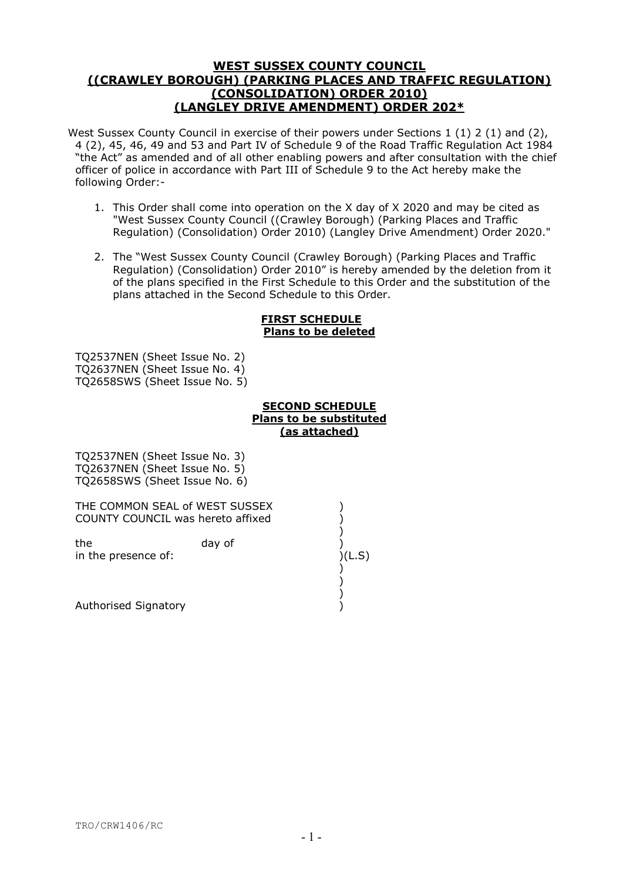# WEST SUSSEX COUNTY COUNCIL
# ((CRAWLEY BOROUGH) (PARKING PLACES AND TRAFFIC REGULATION) (CONSOLIDATION) ORDER 2010) (LANGLEY DRIVE AMENDMENT) ORDER 202*

West Sussex County Council in exercise of their powers under Sections 1 (1) 2 (1) and (2), 4 (2), 45, 46, 49 and 53 and Part IV of Schedule 9 of the Road Traffic Regulation Act 1984 "the Act" as amended and of all other enabling powers and after consultation with the chief officer of police in accordance with Part III of Schedule 9 to the Act hereby make the following Order:-

1. This Order shall come into operation on the X day of X 2020 and may be cited as "West Sussex County Council ((Crawley Borough) (Parking Places and Traffic Regulation) (Consolidation) Order 2010) (Langley Drive Amendment) Order 2020."

2. The "West Sussex County Council (Crawley Borough) (Parking Places and Traffic Regulation) (Consolidation) Order 2010" is hereby amended by the deletion from it of the plans specified in the First Schedule to this Order and the substitution of the plans attached in the Second Schedule to this Order.

## FIRST SCHEDULE
## Plans to be deleted

TQ2537NEN (Sheet Issue No. 2)
TQ2637NEN (Sheet Issue No. 4)
TQ2658SWS (Sheet Issue No. 5)

## SECOND SCHEDULE
## Plans to be substituted (as attached)

TQ2537NEN (Sheet Issue No. 3)
TQ2637NEN (Sheet Issue No. 5)
TQ2658SWS (Sheet Issue No. 6)

THE COMMON SEAL of WEST SUSSEX )
COUNTY COUNCIL was hereto affixed )
)
the day of )
in the presence of: )(L.S)
)
)
)
Authorised Signatory )

TRO/CRW1406/RC